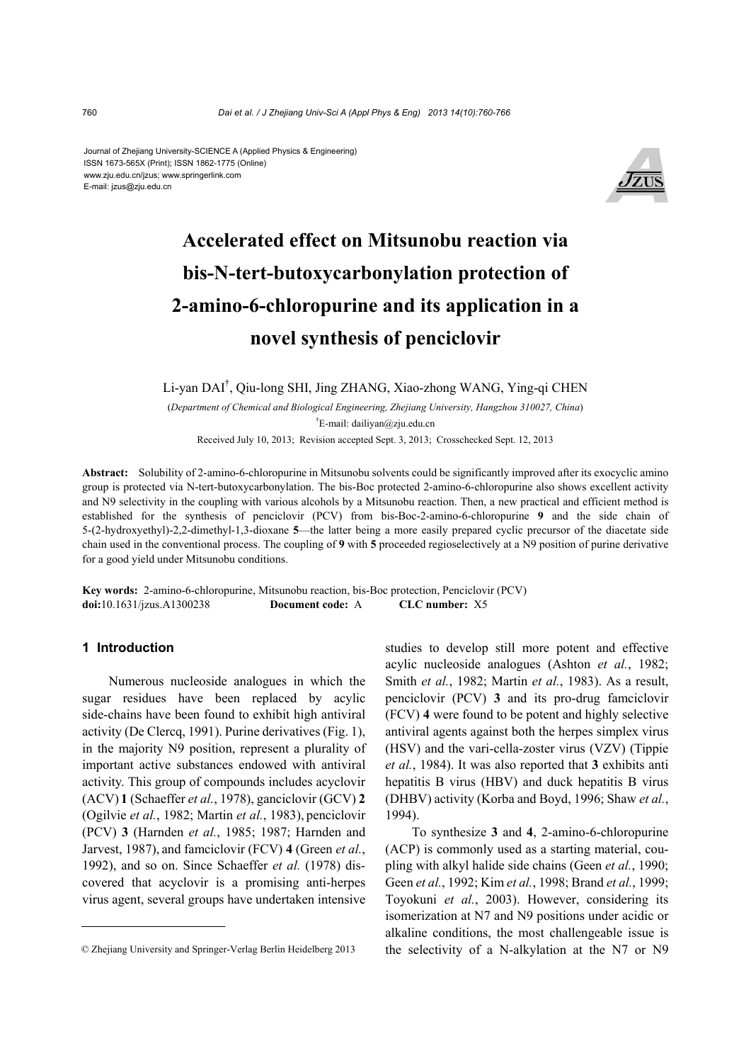Journal of Zhejiang University-SCIENCE A (Applied Physics & Engineering)
ISSN 1673-565X (Print); ISSN 1862-1775 (Online)
www.zju.edu.cn/jzus; www.springerlink.com
E-mail: jzus@zju.edu.cn

# Accelerated effect on Mitsunobu reaction via bis-N-tert-butoxycarbonylation protection of 2-amino-6-chloropurine and its application in a novel synthesis of penciclovir

Li-yan DAI[†], Qiu-long SHI, Jing ZHANG, Xiao-zhong WANG, Ying-qi CHEN

(*Department of Chemical and Biological Engineering, Zhejiang University, Hangzhou 310027, China*)

[†]E-mail: dailiyan@zju.edu.cn

Received July 10, 2013; Revision accepted Sept. 3, 2013; Crosschecked Sept. 12, 2013

**Abstract:** Solubility of 2-amino-6-chloropurine in Mitsunobu solvents could be significantly improved after its exocyclic amino group is protected via N-tert-butoxycarbonylation. The bis-Boc protected 2-amino-6-chloropurine also shows excellent activity and N9 selectivity in the coupling with various alcohols by a Mitsunobu reaction. Then, a new practical and efficient method is established for the synthesis of penciclovir (PCV) from bis-Boc-2-amino-6-chloropurine **9** and the side chain of 5-(2-hydroxyethyl)-2,2-dimethyl-1,3-dioxane **5**—the latter being a more easily prepared cyclic precursor of the diacetate side chain used in the conventional process. The coupling of **9** with **5** proceeded regioselectively at a N9 position of purine derivative for a good yield under Mitsunobu conditions.

**Key words:** 2-amino-6-chloropurine, Mitsunobu reaction, bis-Boc protection, Penciclovir (PCV)
**doi:**10.1631/jzus.A1300238 **Document code:** A **CLC number:** X5

## 1 Introduction

Numerous nucleoside analogues in which the sugar residues have been replaced by acylic side-chains have been found to exhibit high antiviral activity (De Clercq, 1991). Purine derivatives (Fig. 1), in the majority N9 position, represent a plurality of important active substances endowed with antiviral activity. This group of compounds includes acyclovir (ACV) **1** (Schaeffer *et al.*, 1978), ganciclovir (GCV) **2** (Ogilvie *et al.*, 1982; Martin *et al.*, 1983), penciclovir (PCV) **3** (Harnden *et al.*, 1985; 1987; Harnden and Jarvest, 1987), and famciclovir (FCV) **4** (Green *et al.*, 1992), and so on. Since Schaeffer *et al.* (1978) discovered that acyclovir is a promising anti-herpes virus agent, several groups have undertaken intensive studies to develop still more potent and effective acylic nucleoside analogues (Ashton *et al.*, 1982; Smith *et al.*, 1982; Martin *et al.*, 1983). As a result, penciclovir (PCV) **3** and its pro-drug famciclovir (FCV) **4** were found to be potent and highly selective antiviral agents against both the herpes simplex virus (HSV) and the vari-cella-zoster virus (VZV) (Tippie *et al.*, 1984). It was also reported that **3** exhibits anti hepatitis B virus (HBV) and duck hepatitis B virus (DHBV) activity (Korba and Boyd, 1996; Shaw *et al.*, 1994).

To synthesize **3** and **4**, 2-amino-6-chloropurine (ACP) is commonly used as a starting material, coupling with alkyl halide side chains (Geen *et al.*, 1990; Geen *et al.*, 1992; Kim *et al.*, 1998; Brand *et al.*, 1999; Toyokuni *et al.*, 2003). However, considering its isomerization at N7 and N9 positions under acidic or alkaline conditions, the most challengeable issue is the selectivity of a N-alkylation at the N7 or N9

© Zhejiang University and Springer-Verlag Berlin Heidelberg 2013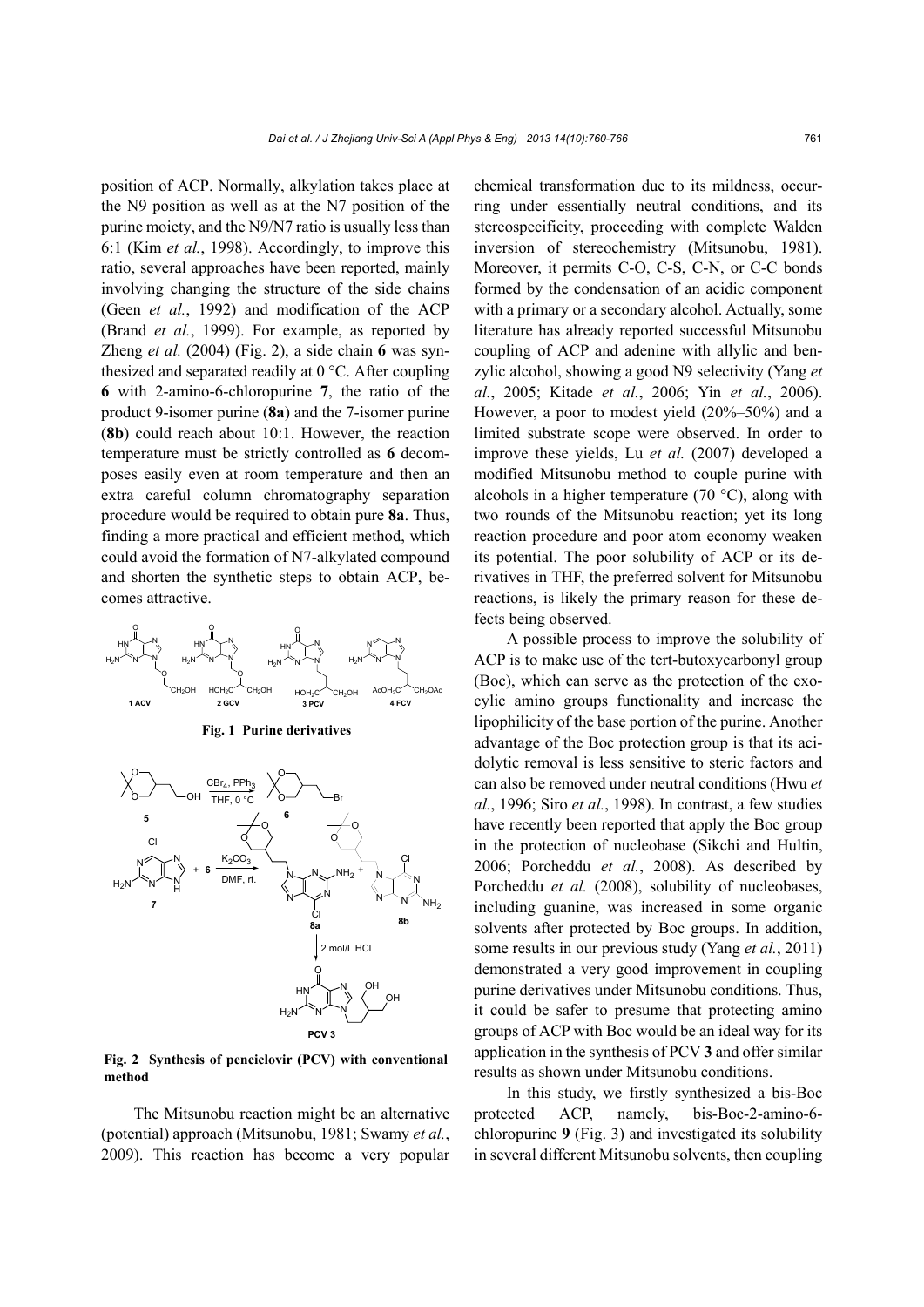position of ACP. Normally, alkylation takes place at the N9 position as well as at the N7 position of the purine moiety, and the N9/N7 ratio is usually less than 6:1 (Kim *et al.*, 1998). Accordingly, to improve this ratio, several approaches have been reported, mainly involving changing the structure of the side chains (Geen *et al.*, 1992) and modification of the ACP (Brand *et al.*, 1999). For example, as reported by Zheng *et al.* (2004) (Fig. 2), a side chain **6** was synthesized and separated readily at 0 °C. After coupling **6** with 2-amino-6-chloropurine **7**, the ratio of the product 9-isomer purine (**8a**) and the 7-isomer purine (**8b**) could reach about 10:1. However, the reaction temperature must be strictly controlled as **6** decomposes easily even at room temperature and then an extra careful column chromatography separation procedure would be required to obtain pure **8a**. Thus, finding a more practical and efficient method, which could avoid the formation of N7-alkylated compound and shorten the synthetic steps to obtain ACP, becomes attractive.

**Fig. 1 Purine derivatives**

**Fig. 2 Synthesis of penciclovir (PCV) with conventional method**

The Mitsunobu reaction might be an alternative (potential) approach (Mitsunobu, 1981; Swamy *et al.*, 2009). This reaction has become a very popular chemical transformation due to its mildness, occurring under essentially neutral conditions, and its stereospecificity, proceeding with complete Walden inversion of stereochemistry (Mitsunobu, 1981). Moreover, it permits C-O, C-S, C-N, or C-C bonds formed by the condensation of an acidic component with a primary or a secondary alcohol. Actually, some literature has already reported successful Mitsunobu coupling of ACP and adenine with allylic and benzylic alcohol, showing a good N9 selectivity (Yang *et al.*, 2005; Kitade *et al.*, 2006; Yin *et al.*, 2006). However, a poor to modest yield (20%–50%) and a limited substrate scope were observed. In order to improve these yields, Lu *et al.* (2007) developed a modified Mitsunobu method to couple purine with alcohols in a higher temperature (70 °C), along with two rounds of the Mitsunobu reaction; yet its long reaction procedure and poor atom economy weaken its potential. The poor solubility of ACP or its derivatives in THF, the preferred solvent for Mitsunobu reactions, is likely the primary reason for these defects being observed.

A possible process to improve the solubility of ACP is to make use of the tert-butoxycarbonyl group (Boc), which can serve as the protection of the exocylic amino groups functionality and increase the lipophilicity of the base portion of the purine. Another advantage of the Boc protection group is that its acidolytic removal is less sensitive to steric factors and can also be removed under neutral conditions (Hwu *et al.*, 1996; Siro *et al.*, 1998). In contrast, a few studies have recently been reported that apply the Boc group in the protection of nucleobase (Sikchi and Hultin, 2006; Porcheddu *et al.*, 2008). As described by Porcheddu *et al.* (2008), solubility of nucleobases, including guanine, was increased in some organic solvents after protected by Boc groups. In addition, some results in our previous study (Yang *et al.*, 2011) demonstrated a very good improvement in coupling purine derivatives under Mitsunobu conditions. Thus, it could be safer to presume that protecting amino groups of ACP with Boc would be an ideal way for its application in the synthesis of PCV **3** and offer similar results as shown under Mitsunobu conditions.

In this study, we firstly synthesized a bis-Boc protected ACP, namely, bis-Boc-2-amino-6-chloropurine **9** (Fig. 3) and investigated its solubility in several different Mitsunobu solvents, then coupling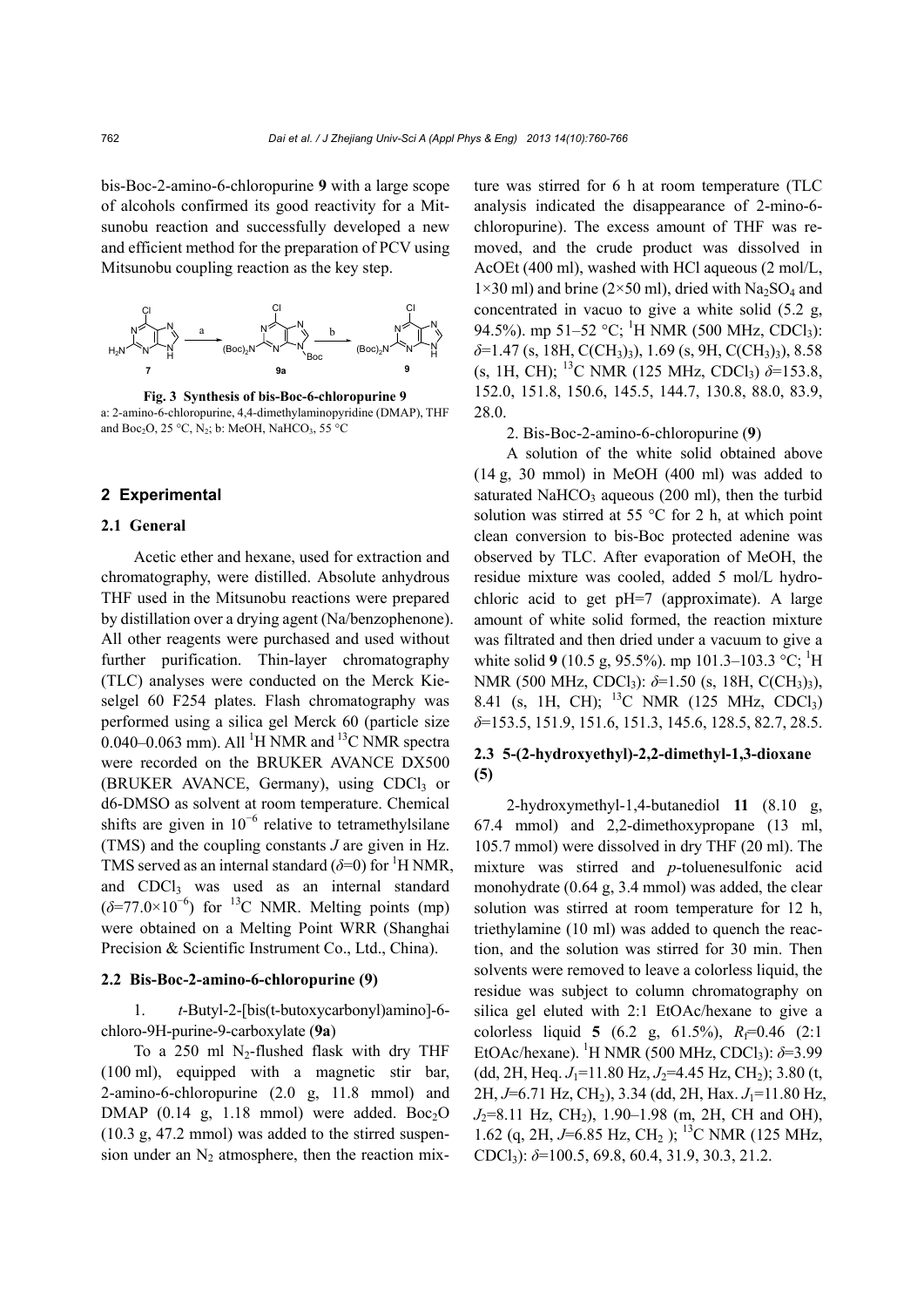bis-Boc-2-amino-6-chloropurine **9** with a large scope of alcohols confirmed its good reactivity for a Mitsunobu reaction and successfully developed a new and efficient method for the preparation of PCV using Mitsunobu coupling reaction as the key step.

**Fig. 3 Synthesis of bis-Boc-6-chloropurine 9**
a: 2-amino-6-chloropurine, 4,4-dimethylaminopyridine (DMAP), THF and $Boc_2O$, 25 °C, $N_2$; b: MeOH, $NaHCO_3$, 55 °C

## 2 Experimental

### 2.1 General

Acetic ether and hexane, used for extraction and chromatography, were distilled. Absolute anhydrous THF used in the Mitsunobu reactions were prepared by distillation over a drying agent (Na/benzophenone). All other reagents were purchased and used without further purification. Thin-layer chromatography (TLC) analyses were conducted on the Merck Kieselgel 60 F254 plates. Flash chromatography was performed using a silica gel Merck 60 (particle size 0.040–0.063 mm). All $^1$H NMR and $^{13}$C NMR spectra were recorded on the BRUKER AVANCE DX500 (BRUKER AVANCE, Germany), using $CDCl_3$ or d6-DMSO as solvent at room temperature. Chemical shifts are given in $10^{-6}$ relative to tetramethylsilane (TMS) and the coupling constants $J$ are given in Hz. TMS served as an internal standard ($\delta$=0) for $^1$H NMR, and $CDCl_3$ was used as an internal standard ($\delta$=77.0×$10^{-6}$) for $^{13}$C NMR. Melting points (mp) were obtained on a Melting Point WRR (Shanghai Precision & Scientific Instrument Co., Ltd., China).

### 2.2 Bis-Boc-2-amino-6-chloropurine (9)

1. *t*-Butyl-2-[bis(t-butoxycarbonyl)amino]-6-chloro-9H-purine-9-carboxylate (**9a**)

To a 250 ml $N_2$-flushed flask with dry THF (100 ml), equipped with a magnetic stir bar, 2-amino-6-chloropurine (2.0 g, 11.8 mmol) and DMAP (0.14 g, 1.18 mmol) were added. $Boc_2O$ (10.3 g, 47.2 mmol) was added to the stirred suspension under an $N_2$ atmosphere, then the reaction mixture was stirred for 6 h at room temperature (TLC analysis indicated the disappearance of 2-mino-6-chloropurine). The excess amount of THF was removed, and the crude product was dissolved in AcOEt (400 ml), washed with HCl aqueous (2 mol/L, 1×30 ml) and brine (2×50 ml), dried with $Na_2SO_4$ and concentrated in vacuo to give a white solid (5.2 g, 94.5%). mp 51–52 °C; $^1$H NMR (500 MHz, $CDCl_3$): $\delta$=1.47 (s, 18H, $C(CH_3)_3$), 1.69 (s, 9H, $C(CH_3)_3$), 8.58 (s, 1H, CH); $^{13}$C NMR (125 MHz, $CDCl_3$) $\delta$=153.8, 152.0, 151.8, 150.6, 145.5, 144.7, 130.8, 88.0, 83.9, 28.0.

2. Bis-Boc-2-amino-6-chloropurine (**9**)

A solution of the white solid obtained above (14 g, 30 mmol) in MeOH (400 ml) was added to saturated $NaHCO_3$ aqueous (200 ml), then the turbid solution was stirred at 55 °C for 2 h, at which point clean conversion to bis-Boc protected adenine was observed by TLC. After evaporation of MeOH, the residue mixture was cooled, added 5 mol/L hydrochloric acid to get pH=7 (approximate). A large amount of white solid formed, the reaction mixture was filtrated and then dried under a vacuum to give a white solid **9** (10.5 g, 95.5%). mp 101.3–103.3 °C; $^1$H NMR (500 MHz, $CDCl_3$): $\delta$=1.50 (s, 18H, $C(CH_3)_3$), 8.41 (s, 1H, CH); $^{13}$C NMR (125 MHz, $CDCl_3$) $\delta$=153.5, 151.9, 151.6, 151.3, 145.6, 128.5, 82.7, 28.5.

### 2.3 5-(2-hydroxyethyl)-2,2-dimethyl-1,3-dioxane (5)

2-hydroxymethyl-1,4-butanediol **11** (8.10 g, 67.4 mmol) and 2,2-dimethoxypropane (13 ml, 105.7 mmol) were dissolved in dry THF (20 ml). The mixture was stirred and *p*-toluenesulfonic acid monohydrate (0.64 g, 3.4 mmol) was added, the clear solution was stirred at room temperature for 12 h, triethylamine (10 ml) was added to quench the reaction, and the solution was stirred for 30 min. Then solvents were removed to leave a colorless liquid, the residue was subject to column chromatography on silica gel eluted with 2:1 EtOAc/hexane to give a colorless liquid **5** (6.2 g, 61.5%), $R_f$=0.46 (2:1 EtOAc/hexane). $^1$H NMR (500 MHz, $CDCl_3$): $\delta$=3.99 (dd, 2H, Heq. $J_1$=11.80 Hz, $J_2$=4.45 Hz, $CH_2$); 3.80 (t, 2H, $J$=6.71 Hz, $CH_2$), 3.34 (dd, 2H, Hax. $J_1$=11.80 Hz, $J_2$=8.11 Hz, $CH_2$), 1.90–1.98 (m, 2H, CH and OH), 1.62 (q, 2H, $J$=6.85 Hz, $CH_2$ ); $^{13}$C NMR (125 MHz, $CDCl_3$): $\delta$=100.5, 69.8, 60.4, 31.9, 30.3, 21.2.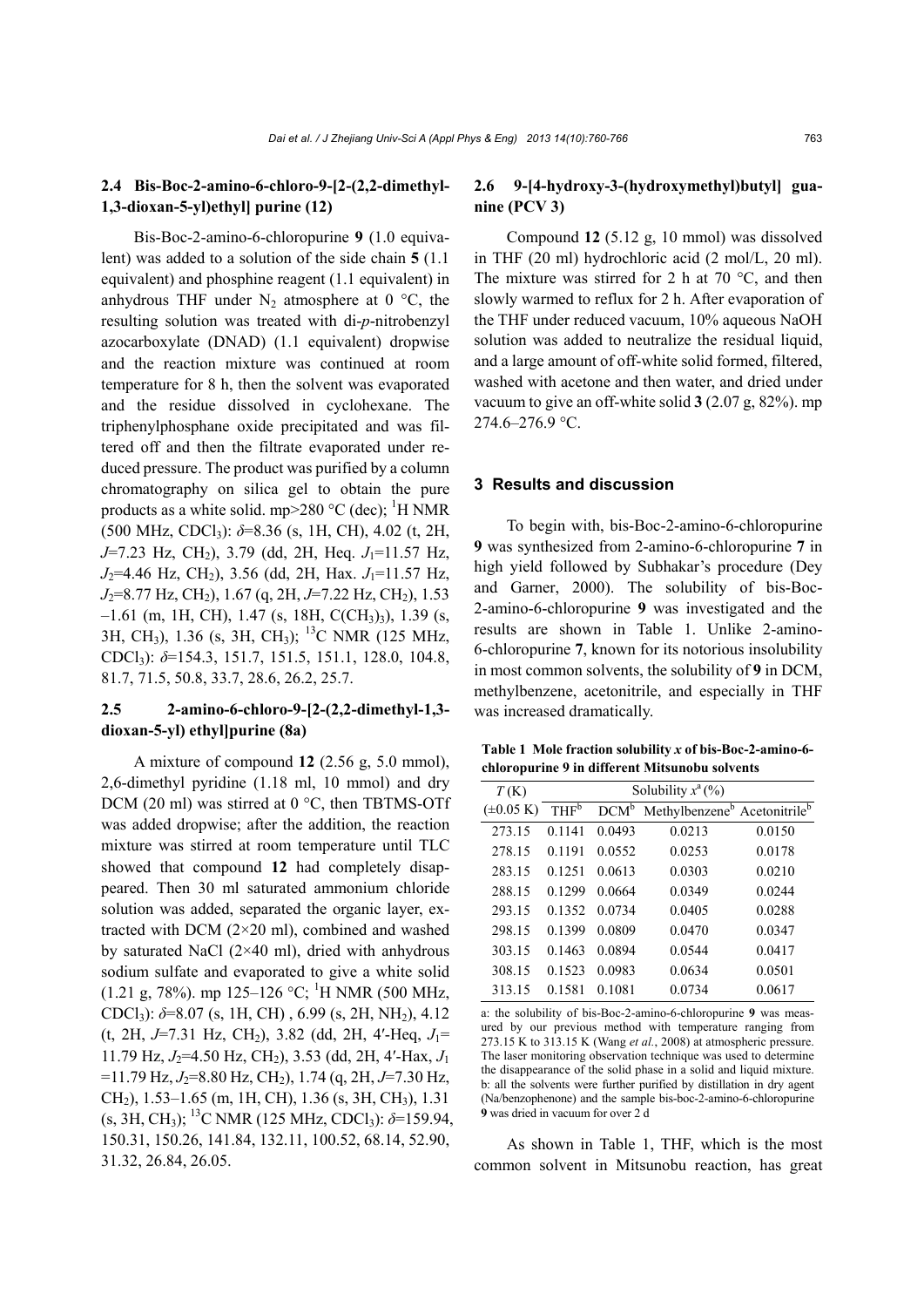### 2.4 Bis-Boc-2-amino-6-chloro-9-[2-(2,2-dimethyl-1,3-dioxan-5-yl)ethyl] purine (12)

Bis-Boc-2-amino-6-chloropurine **9** (1.0 equivalent) was added to a solution of the side chain **5** (1.1 equivalent) and phosphine reagent (1.1 equivalent) in anhydrous THF under $N_2$ atmosphere at 0 °C, the resulting solution was treated with di-*p*-nitrobenzyl azocarboxylate (DNAD) (1.1 equivalent) dropwise and the reaction mixture was continued at room temperature for 8 h, then the solvent was evaporated and the residue dissolved in cyclohexane. The triphenylphosphane oxide precipitated and was filtered off and then the filtrate evaporated under reduced pressure. The product was purified by a column chromatography on silica gel to obtain the pure products as a white solid. mp>280 °C (dec); $^1$H NMR (500 MHz, $CDCl_3$): $\delta$=8.36 (s, 1H, CH), 4.02 (t, 2H, $J$=7.23 Hz, $CH_2$), 3.79 (dd, 2H, Heq. $J_1$=11.57 Hz, $J_2$=4.46 Hz, $CH_2$), 3.56 (dd, 2H, Hax. $J_1$=11.57 Hz, $J_2$=8.77 Hz, $CH_2$), 1.67 (q, 2H, $J$=7.22 Hz, $CH_2$), 1.53–1.61 (m, 1H, CH), 1.47 (s, 18H, $C(CH_3)_3$), 1.39 (s, 3H, $CH_3$), 1.36 (s, 3H, $CH_3$); $^{13}$C NMR (125 MHz, $CDCl_3$): $\delta$=154.3, 151.7, 151.5, 151.1, 128.0, 104.8, 81.7, 71.5, 50.8, 33.7, 28.6, 26.2, 25.7.

### 2.5 2-amino-6-chloro-9-[2-(2,2-dimethyl-1,3-dioxan-5-yl) ethyl]purine (8a)

A mixture of compound **12** (2.56 g, 5.0 mmol), 2,6-dimethyl pyridine (1.18 ml, 10 mmol) and dry DCM (20 ml) was stirred at 0 °C, then TBTMS-OTf was added dropwise; after the addition, the reaction mixture was stirred at room temperature until TLC showed that compound **12** had completely disappeared. Then 30 ml saturated ammonium chloride solution was added, separated the organic layer, extracted with DCM (2×20 ml), combined and washed by saturated NaCl (2×40 ml), dried with anhydrous sodium sulfate and evaporated to give a white solid (1.21 g, 78%). mp 125–126 °C; $^1$H NMR (500 MHz, $CDCl_3$): $\delta$=8.07 (s, 1H, CH) , 6.99 (s, 2H, $NH_2$), 4.12 (t, 2H, $J$=7.31 Hz, $CH_2$), 3.82 (dd, 2H, 4′-Heq, $J_1$= 11.79 Hz, $J_2$=4.50 Hz, $CH_2$), 3.53 (dd, 2H, 4′-Hax, $J_1$ =11.79 Hz, $J_2$=8.80 Hz, $CH_2$), 1.74 (q, 2H, $J$=7.30 Hz, $CH_2$), 1.53–1.65 (m, 1H, CH), 1.36 (s, 3H, $CH_3$), 1.31 (s, 3H, $CH_3$); $^{13}$C NMR (125 MHz, $CDCl_3$): $\delta$=159.94, 150.31, 150.26, 141.84, 132.11, 100.52, 68.14, 52.90, 31.32, 26.84, 26.05.

### 2.6 9-[4-hydroxy-3-(hydroxymethyl)butyl] guanine (PCV 3)

Compound **12** (5.12 g, 10 mmol) was dissolved in THF (20 ml) hydrochloric acid (2 mol/L, 20 ml). The mixture was stirred for 2 h at 70 °C, and then slowly warmed to reflux for 2 h. After evaporation of the THF under reduced vacuum, 10% aqueous NaOH solution was added to neutralize the residual liquid, and a large amount of off-white solid formed, filtered, washed with acetone and then water, and dried under vacuum to give an off-white solid **3** (2.07 g, 82%). mp 274.6–276.9 °C.

## 3 Results and discussion

To begin with, bis-Boc-2-amino-6-chloropurine **9** was synthesized from 2-amino-6-chloropurine **7** in high yield followed by Subhakar's procedure (Dey and Garner, 2000). The solubility of bis-Boc-2-amino-6-chloropurine **9** was investigated and the results are shown in Table 1. Unlike 2-amino-6-chloropurine **7**, known for its notorious insolubility in most common solvents, the solubility of **9** in DCM, methylbenzene, acetonitrile, and especially in THF was increased dramatically.

**Table 1 Mole fraction solubility *x* of bis-Boc-2-amino-6-chloropurine 9 in different Mitsunobu solvents**

| $T$ (K) (±0.05 K) | Solubility $x^a$ (%) | | | |
|---|---|---|---|---|
| | THF[b] | DCM[b] | Methylbenzene[b] | Acetonitrile[b] |
| 273.15 | 0.1141 | 0.0493 | 0.0213 | 0.0150 |
| 278.15 | 0.1191 | 0.0552 | 0.0253 | 0.0178 |
| 283.15 | 0.1251 | 0.0613 | 0.0303 | 0.0210 |
| 288.15 | 0.1299 | 0.0664 | 0.0349 | 0.0244 |
| 293.15 | 0.1352 | 0.0734 | 0.0405 | 0.0288 |
| 298.15 | 0.1399 | 0.0809 | 0.0470 | 0.0347 |
| 303.15 | 0.1463 | 0.0894 | 0.0544 | 0.0417 |
| 308.15 | 0.1523 | 0.0983 | 0.0634 | 0.0501 |
| 313.15 | 0.1581 | 0.1081 | 0.0734 | 0.0617 |

a: the solubility of bis-Boc-2-amino-6-chloropurine **9** was measured by our previous method with temperature ranging from 273.15 K to 313.15 K (Wang *et al.*, 2008) at atmospheric pressure. The laser monitoring observation technique was used to determine the disappearance of the solid phase in a solid and liquid mixture. b: all the solvents were further purified by distillation in dry agent (Na/benzophenone) and the sample bis-boc-2-amino-6-chloropurine **9** was dried in vacuum for over 2 d

As shown in Table 1, THF, which is the most common solvent in Mitsunobu reaction, has great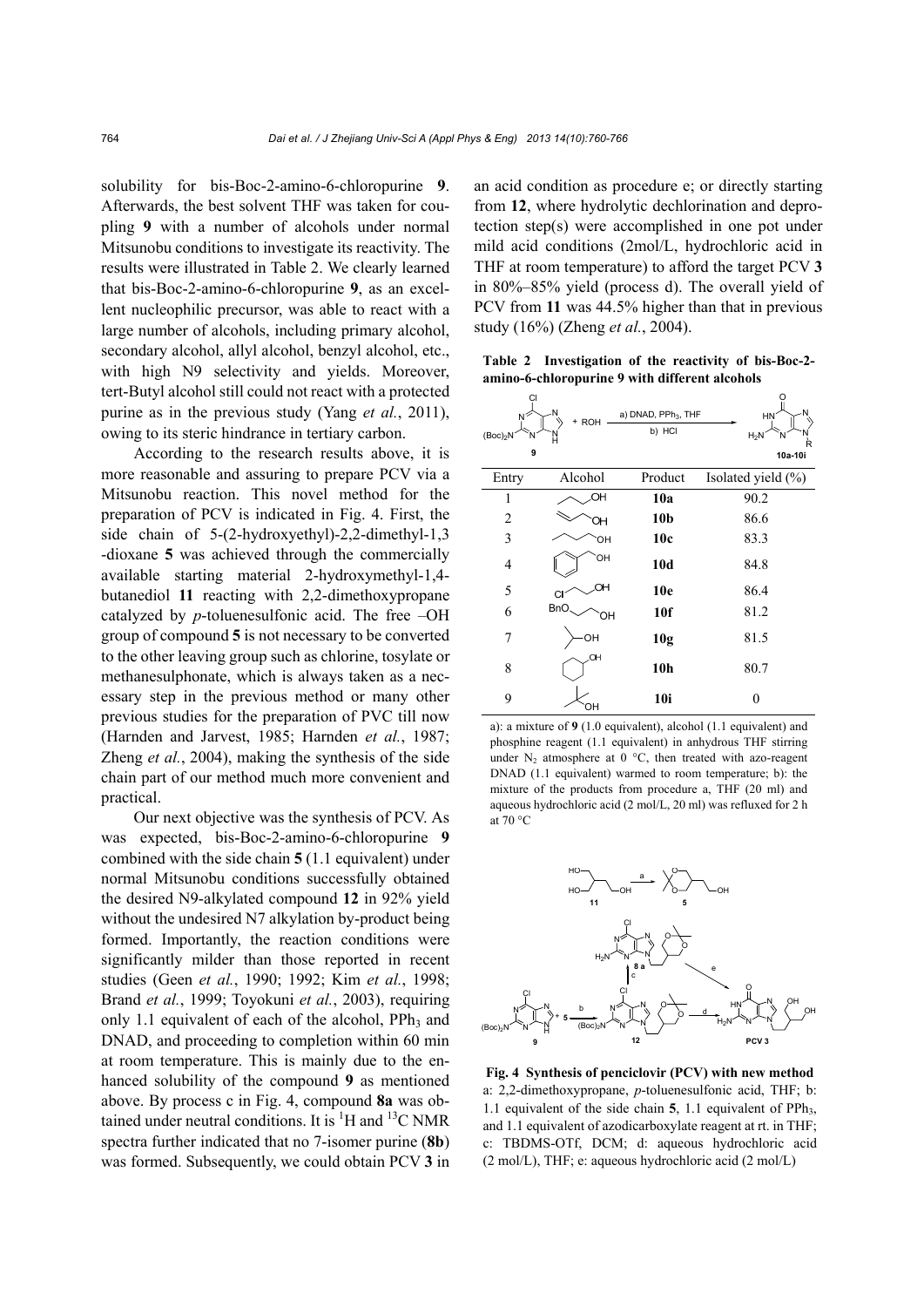solubility for bis-Boc-2-amino-6-chloropurine **9**. Afterwards, the best solvent THF was taken for coupling **9** with a number of alcohols under normal Mitsunobu conditions to investigate its reactivity. The results were illustrated in Table 2. We clearly learned that bis-Boc-2-amino-6-chloropurine **9**, as an excellent nucleophilic precursor, was able to react with a large number of alcohols, including primary alcohol, secondary alcohol, allyl alcohol, benzyl alcohol, etc., with high N9 selectivity and yields. Moreover, tert-Butyl alcohol still could not react with a protected purine as in the previous study (Yang *et al.*, 2011), owing to its steric hindrance in tertiary carbon.

According to the research results above, it is more reasonable and assuring to prepare PCV via a Mitsunobu reaction. This novel method for the preparation of PCV is indicated in Fig. 4. First, the side chain of 5-(2-hydroxyethyl)-2,2-dimethyl-1,3-dioxane **5** was achieved through the commercially available starting material 2-hydroxymethyl-1,4-butanediol **11** reacting with 2,2-dimethoxypropane catalyzed by *p*-toluenesulfonic acid. The free –OH group of compound **5** is not necessary to be converted to the other leaving group such as chlorine, tosylate or methanesulphonate, which is always taken as a necessary step in the previous method or many other previous studies for the preparation of PVC till now (Harnden and Jarvest, 1985; Harnden *et al.*, 1987; Zheng *et al.*, 2004), making the synthesis of the side chain part of our method much more convenient and practical.

Our next objective was the synthesis of PCV. As was expected, bis-Boc-2-amino-6-chloropurine **9** combined with the side chain **5** (1.1 equivalent) under normal Mitsunobu conditions successfully obtained the desired N9-alkylated compound **12** in 92% yield without the undesired N7 alkylation by-product being formed. Importantly, the reaction conditions were significantly milder than those reported in recent studies (Geen *et al.*, 1990; 1992; Kim *et al.*, 1998; Brand *et al.*, 1999; Toyokuni *et al.*, 2003), requiring only 1.1 equivalent of each of the alcohol, $PPh_3$ and DNAD, and proceeding to completion within 60 min at room temperature. This is mainly due to the enhanced solubility of the compound **9** as mentioned above. By process c in Fig. 4, compound **8a** was obtained under neutral conditions. It is $^1H$ and $^{13}C$ NMR spectra further indicated that no 7-isomer purine (**8b**) was formed. Subsequently, we could obtain PCV **3** in an acid condition as procedure e; or directly starting from **12**, where hydrolytic dechlorination and deprotection step(s) were accomplished in one pot under mild acid conditions (2mol/L, hydrochloric acid in THF at room temperature) to afford the target PCV **3** in 80%–85% yield (process d). The overall yield of PCV from **11** was 44.5% higher than that in previous study (16%) (Zheng *et al.*, 2004).

**Table 2 Investigation of the reactivity of bis-Boc-2-amino-6-chloropurine 9 with different alcohols**

**9** + ROH —a) DNAD, $PPh_3$, THF; b) HCl→ **10a-10i**

| Entry | Alcohol | Product | Isolated yield (%) |
|---|---|---|---|
| 1 | (allyl alcohol) | **10a** | 90.2 |
| 2 | (but-2-en-1-ol) | **10b** | 86.6 |
| 3 | (1-butanol) | **10c** | 83.3 |
| 4 | (benzyl alcohol) | **10d** | 84.8 |
| 5 | Cl–CH2CH2CH2–OH | **10e** | 86.4 |
| 6 | BnO–CH2CH2CH2–OH | **10f** | 81.2 |
| 7 | (isopropanol) | **10g** | 81.5 |
| 8 | (cyclohexanol) | **10h** | 80.7 |
| 9 | (tert-butanol) | **10i** | 0 |

a): a mixture of **9** (1.0 equivalent), alcohol (1.1 equivalent) and phosphine reagent (1.1 equivalent) in anhydrous THF stirring under $N_2$ atmosphere at 0 °C, then treated with azo-reagent DNAD (1.1 equivalent) warmed to room temperature; b): the mixture of the products from procedure a, THF (20 ml) and aqueous hydrochloric acid (2 mol/L, 20 ml) was refluxed for 2 h at 70 °C

**Fig. 4 Synthesis of penciclovir (PCV) with new method**
a: 2,2-dimethoxypropane, *p*-toluenesulfonic acid, THF; b: 1.1 equivalent of the side chain **5**, 1.1 equivalent of $PPh_3$, and 1.1 equivalent of azodicarboxylate reagent at rt. in THF; c: TBDMS-OTf, DCM; d: aqueous hydrochloric acid (2 mol/L), THF; e: aqueous hydrochloric acid (2 mol/L)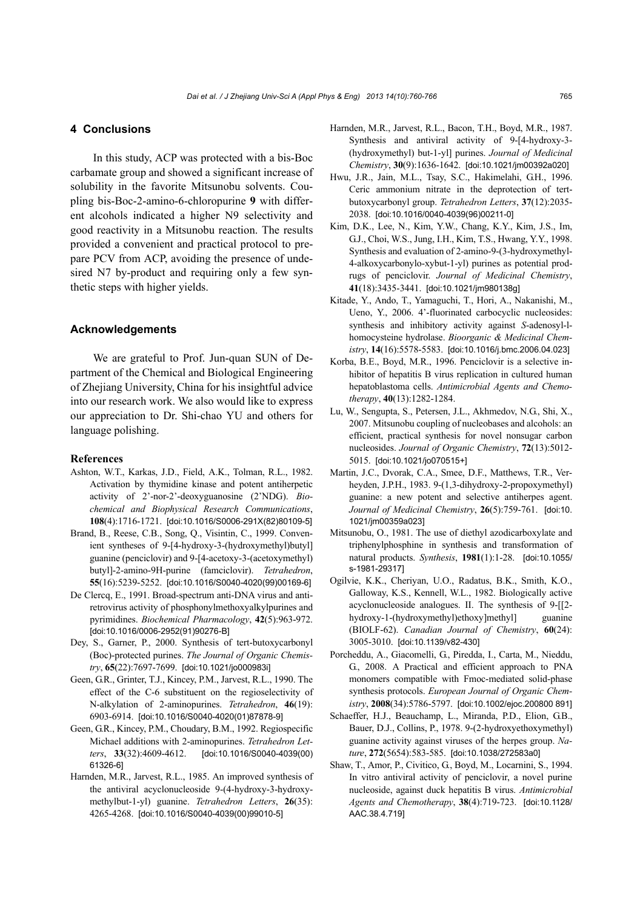## 4 Conclusions

In this study, ACP was protected with a bis-Boc carbamate group and showed a significant increase of solubility in the favorite Mitsunobu solvents. Coupling bis-Boc-2-amino-6-chloropurine **9** with different alcohols indicated a higher N9 selectivity and good reactivity in a Mitsunobu reaction. The results provided a convenient and practical protocol to prepare PCV from ACP, avoiding the presence of undesired N7 by-product and requiring only a few synthetic steps with higher yields.

## Acknowledgements

We are grateful to Prof. Jun-quan SUN of Department of the Chemical and Biological Engineering of Zhejiang University, China for his insightful advice into our research work. We also would like to express our appreciation to Dr. Shi-chao YU and others for language polishing.

### References

Ashton, W.T., Karkas, J.D., Field, A.K., Tolman, R.L., 1982. Activation by thymidine kinase and potent antiherpetic activity of 2'-nor-2'-deoxyguanosine (2'NDG). *Biochemical and Biophysical Research Communications*, **108**(4):1716-1721. [doi:10.1016/S0006-291X(82)80109-5]

Brand, B., Reese, C.B., Song, Q., Visintin, C., 1999. Convenient syntheses of 9-[4-hydroxy-3-(hydroxymethyl)butyl] guanine (penciclovir) and 9-[4-acetoxy-3-(acetoxymethyl) butyl]-2-amino-9H-purine (famciclovir). *Tetrahedron*, **55**(16):5239-5252. [doi:10.1016/S0040-4020(99)00169-6]

De Clercq, E., 1991. Broad-spectrum anti-DNA virus and antiretrovirus activity of phosphonylmethoxyalkylpurines and pyrimidines. *Biochemical Pharmacology*, **42**(5):963-972. [doi:10.1016/0006-2952(91)90276-B]

Dey, S., Garner, P., 2000. Synthesis of tert-butoxycarbonyl (Boc)-protected purines. *The Journal of Organic Chemistry*, **65**(22):7697-7699. [doi:10.1021/jo000983i]

Geen, G.R., Grinter, T.J., Kincey, P.M., Jarvest, R.L., 1990. The effect of the C-6 substituent on the regioselectivity of N-alkylation of 2-aminopurines. *Tetrahedron*, **46**(19): 6903-6914. [doi:10.1016/S0040-4020(01)87878-9]

Geen, G.R., Kincey, P.M., Choudary, B.M., 1992. Regiospecific Michael additions with 2-aminopurines. *Tetrahedron Letters*, **33**(32):4609-4612. [doi:10.1016/S0040-4039(00) 61326-6]

Harnden, M.R., Jarvest, R.L., 1985. An improved synthesis of the antiviral acyclonucleoside 9-(4-hydroxy-3-hydroxymethylbut-1-yl) guanine. *Tetrahedron Letters*, **26**(35): 4265-4268. [doi:10.1016/S0040-4039(00)99010-5]

Harnden, M.R., Jarvest, R.L., Bacon, T.H., Boyd, M.R., 1987. Synthesis and antiviral activity of 9-[4-hydroxy-3-(hydroxymethyl) but-1-yl] purines. *Journal of Medicinal Chemistry*, **30**(9):1636-1642. [doi:10.1021/jm00392a020]

Hwu, J.R., Jain, M.L., Tsay, S.C., Hakimelahi, G.H., 1996. Ceric ammonium nitrate in the deprotection of tert-butoxycarbonyl group. *Tetrahedron Letters*, **37**(12):2035-2038. [doi:10.1016/0040-4039(96)00211-0]

Kim, D.K., Lee, N., Kim, Y.W., Chang, K.Y., Kim, J.S., Im, G.J., Choi, W.S., Jung, I.H., Kim, T.S., Hwang, Y.Y., 1998. Synthesis and evaluation of 2-amino-9-(3-hydroxymethyl-4-alkoxycarbonylo-xybut-1-yl) purines as potential prodrugs of penciclovir. *Journal of Medicinal Chemistry*, **41**(18):3435-3441. [doi:10.1021/jm980138g]

Kitade, Y., Ando, T., Yamaguchi, T., Hori, A., Nakanishi, M., Ueno, Y., 2006. 4'-fluorinated carbocyclic nucleosides: synthesis and inhibitory activity against *S*-adenosyl-l-homocysteine hydrolase. *Bioorganic & Medicinal Chemistry*, **14**(16):5578-5583. [doi:10.1016/j.bmc.2006.04.023]

Korba, B.E., Boyd, M.R., 1996. Penciclovir is a selective inhibitor of hepatitis B virus replication in cultured human hepatoblastoma cells. *Antimicrobial Agents and Chemotherapy*, **40**(13):1282-1284.

Lu, W., Sengupta, S., Petersen, J.L., Akhmedov, N.G., Shi, X., 2007. Mitsunobu coupling of nucleobases and alcohols: an efficient, practical synthesis for novel nonsugar carbon nucleosides. *Journal of Organic Chemistry*, **72**(13):5012-5015. [doi:10.1021/jo070515+]

Martin, J.C., Dvorak, C.A., Smee, D.F., Matthews, T.R., Verheyden, J.P.H., 1983. 9-(1,3-dihydroxy-2-propoxymethyl) guanine: a new potent and selective antiherpes agent. *Journal of Medicinal Chemistry*, **26**(5):759-761. [doi:10.1021/jm00359a023]

Mitsunobu, O., 1981. The use of diethyl azodicarboxylate and triphenylphosphine in synthesis and transformation of natural products. *Synthesis*, **1981**(1):1-28. [doi:10.1055/s-1981-29317]

Ogilvie, K.K., Cheriyan, U.O., Radatus, B.K., Smith, K.O., Galloway, K.S., Kennell, W.L., 1982. Biologically active acyclonucleoside analogues. II. The synthesis of 9-[[2-hydroxy-1-(hydroxymethyl)ethoxy]methyl] guanine (BIOLF-62). *Canadian Journal of Chemistry*, **60**(24): 3005-3010. [doi:10.1139/v82-430]

Porcheddu, A., Giacomelli, G., Piredda, I., Carta, M., Nieddu, G., 2008. A Practical and efficient approach to PNA monomers compatible with Fmoc-mediated solid-phase synthesis protocols. *European Journal of Organic Chemistry*, **2008**(34):5786-5797. [doi:10.1002/ejoc.200800 891]

Schaeffer, H.J., Beauchamp, L., Miranda, P.D., Elion, G.B., Bauer, D.J., Collins, P., 1978. 9-(2-hydroxyethoxymethyl) guanine activity against viruses of the herpes group. *Nature*, **272**(5654):583-585. [doi:10.1038/272583a0]

Shaw, T., Amor, P., Civitico, G., Boyd, M., Locarnini, S., 1994. In vitro antiviral activity of penciclovir, a novel purine nucleoside, against duck hepatitis B virus. *Antimicrobial Agents and Chemotherapy*, **38**(4):719-723. [doi:10.1128/AAC.38.4.719]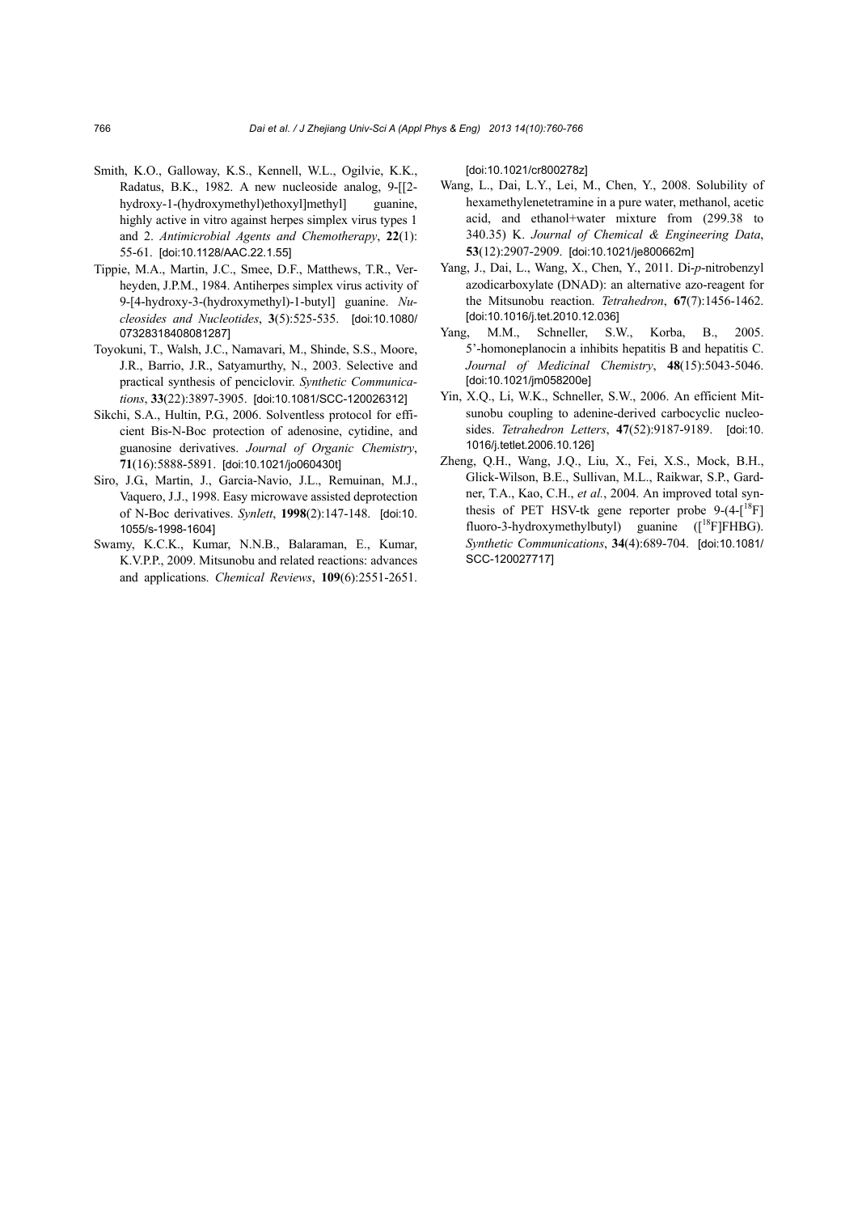Smith, K.O., Galloway, K.S., Kennell, W.L., Ogilvie, K.K., Radatus, B.K., 1982. A new nucleoside analog, 9-[[2-hydroxy-1-(hydroxymethyl)ethoxyl]methyl] guanine, highly active in vitro against herpes simplex virus types 1 and 2. *Antimicrobial Agents and Chemotherapy*, **22**(1): 55-61. [doi:10.1128/AAC.22.1.55]

Tippie, M.A., Martin, J.C., Smee, D.F., Matthews, T.R., Verheyden, J.P.M., 1984. Antiherpes simplex virus activity of 9-[4-hydroxy-3-(hydroxymethyl)-1-butyl] guanine. *Nucleosides and Nucleotides*, **3**(5):525-535. [doi:10.1080/07328318408081287]

Toyokuni, T., Walsh, J.C., Namavari, M., Shinde, S.S., Moore, J.R., Barrio, J.R., Satyamurthy, N., 2003. Selective and practical synthesis of penciclovir. *Synthetic Communications*, **33**(22):3897-3905. [doi:10.1081/SCC-120026312]

Sikchi, S.A., Hultin, P.G., 2006. Solventless protocol for efficient Bis-N-Boc protection of adenosine, cytidine, and guanosine derivatives. *Journal of Organic Chemistry*, **71**(16):5888-5891. [doi:10.1021/jo060430t]

Siro, J.G., Martin, J., Garcia-Navio, J.L., Remuinan, M.J., Vaquero, J.J., 1998. Easy microwave assisted deprotection of N-Boc derivatives. *Synlett*, **1998**(2):147-148. [doi:10.1055/s-1998-1604]

Swamy, K.C.K., Kumar, N.N.B., Balaraman, E., Kumar, K.V.P.P., 2009. Mitsunobu and related reactions: advances and applications. *Chemical Reviews*, **109**(6):2551-2651. [doi:10.1021/cr800278z]

Wang, L., Dai, L.Y., Lei, M., Chen, Y., 2008. Solubility of hexamethylenetetramine in a pure water, methanol, acetic acid, and ethanol+water mixture from (299.38 to 340.35) K. *Journal of Chemical & Engineering Data*, **53**(12):2907-2909. [doi:10.1021/je800662m]

Yang, J., Dai, L., Wang, X., Chen, Y., 2011. Di-*p*-nitrobenzyl azodicarboxylate (DNAD): an alternative azo-reagent for the Mitsunobu reaction. *Tetrahedron*, **67**(7):1456-1462. [doi:10.1016/j.tet.2010.12.036]

Yang, M.M., Schneller, S.W., Korba, B., 2005. 5'-homoneplanocin a inhibits hepatitis B and hepatitis C. *Journal of Medicinal Chemistry*, **48**(15):5043-5046. [doi:10.1021/jm058200e]

Yin, X.Q., Li, W.K., Schneller, S.W., 2006. An efficient Mitsunobu coupling to adenine-derived carbocyclic nucleosides. *Tetrahedron Letters*, **47**(52):9187-9189. [doi:10.1016/j.tetlet.2006.10.126]

Zheng, Q.H., Wang, J.Q., Liu, X., Fei, X.S., Mock, B.H., Glick-Wilson, B.E., Sullivan, M.L., Raikwar, S.P., Gardner, T.A., Kao, C.H., *et al.*, 2004. An improved total synthesis of PET HSV-tk gene reporter probe 9-(4-[$^{18}$F]fluoro-3-hydroxymethylbutyl) guanine ([$^{18}$F]FHBG). *Synthetic Communications*, **34**(4):689-704. [doi:10.1081/SCC-120027717]